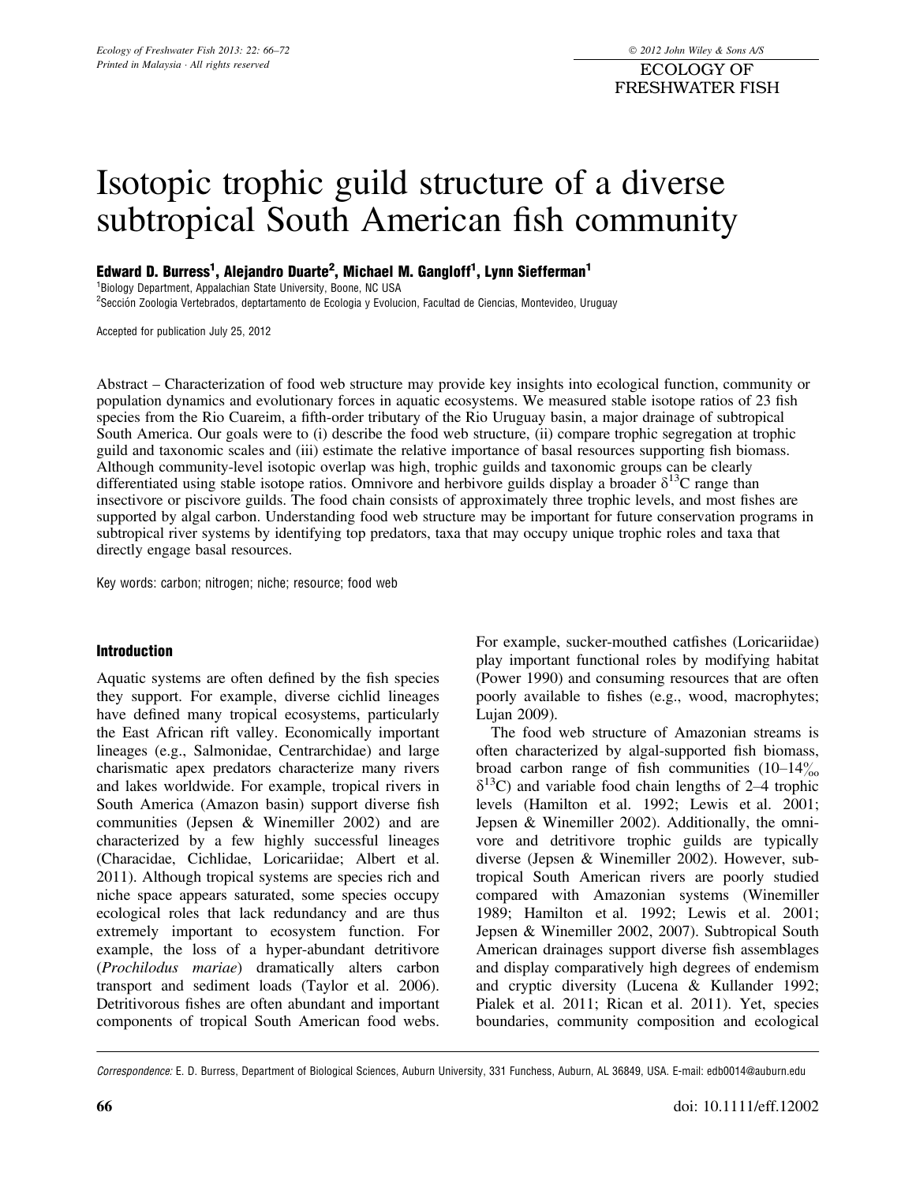ECOLOGY OF FRESHWATER FISH

# Isotopic trophic guild structure of a diverse subtropical South American fish community

**Edward D. Burress[1], Alejandro Duarte[2], Michael M. Gangloff[1], Lynn Siefferman[1]**

[1]Biology Department, Appalachian State University, Boone, NC USA

[2]Sección Zoologia Vertebrados, deptartamento de Ecologia y Evolucion, Facultad de Ciencias, Montevideo, Uruguay

Accepted for publication July 25, 2012

Abstract – Characterization of food web structure may provide key insights into ecological function, community or population dynamics and evolutionary forces in aquatic ecosystems. We measured stable isotope ratios of 23 fish species from the Rio Cuareim, a fifth-order tributary of the Rio Uruguay basin, a major drainage of subtropical South America. Our goals were to (i) describe the food web structure, (ii) compare trophic segregation at trophic guild and taxonomic scales and (iii) estimate the relative importance of basal resources supporting fish biomass. Although community-level isotopic overlap was high, trophic guilds and taxonomic groups can be clearly differentiated using stable isotope ratios. Omnivore and herbivore guilds display a broader $\delta^{13}C$ range than insectivore or piscivore guilds. The food chain consists of approximately three trophic levels, and most fishes are supported by algal carbon. Understanding food web structure may be important for future conservation programs in subtropical river systems by identifying top predators, taxa that may occupy unique trophic roles and taxa that directly engage basal resources.

Key words: carbon; nitrogen; niche; resource; food web

## Introduction

Aquatic systems are often defined by the fish species they support. For example, diverse cichlid lineages have defined many tropical ecosystems, particularly the East African rift valley. Economically important lineages (e.g., Salmonidae, Centrarchidae) and large charismatic apex predators characterize many rivers and lakes worldwide. For example, tropical rivers in South America (Amazon basin) support diverse fish communities (Jepsen & Winemiller 2002) and are characterized by a few highly successful lineages (Characidae, Cichlidae, Loricariidae; Albert et al. 2011). Although tropical systems are species rich and niche space appears saturated, some species occupy ecological roles that lack redundancy and are thus extremely important to ecosystem function. For example, the loss of a hyper-abundant detritivore (*Prochilodus mariae*) dramatically alters carbon transport and sediment loads (Taylor et al. 2006). Detritivorous fishes are often abundant and important components of tropical South American food webs. For example, sucker-mouthed catfishes (Loricariidae) play important functional roles by modifying habitat (Power 1990) and consuming resources that are often poorly available to fishes (e.g., wood, macrophytes; Lujan 2009).

The food web structure of Amazonian streams is often characterized by algal-supported fish biomass, broad carbon range of fish communities (10–14‰ $\delta^{13}C$) and variable food chain lengths of 2–4 trophic levels (Hamilton et al. 1992; Lewis et al. 2001; Jepsen & Winemiller 2002). Additionally, the omnivore and detritivore trophic guilds are typically diverse (Jepsen & Winemiller 2002). However, subtropical South American rivers are poorly studied compared with Amazonian systems (Winemiller 1989; Hamilton et al. 1992; Lewis et al. 2001; Jepsen & Winemiller 2002, 2007). Subtropical South American drainages support diverse fish assemblages and display comparatively high degrees of endemism and cryptic diversity (Lucena & Kullander 1992; Pialek et al. 2011; Rican et al. 2011). Yet, species boundaries, community composition and ecological

*Correspondence:* E. D. Burress, Department of Biological Sciences, Auburn University, 331 Funchess, Auburn, AL 36849, USA. E-mail: edb0014@auburn.edu

doi: 10.1111/eff.12002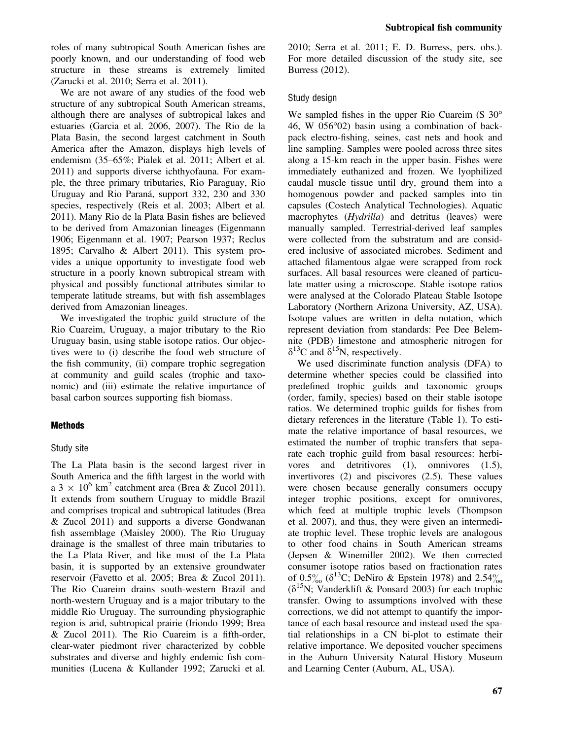roles of many subtropical South American fishes are poorly known, and our understanding of food web structure in these streams is extremely limited (Zarucki et al. 2010; Serra et al. 2011).

We are not aware of any studies of the food web structure of any subtropical South American streams, although there are analyses of subtropical lakes and estuaries (Garcia et al. 2006, 2007). The Rio de la Plata Basin, the second largest catchment in South America after the Amazon, displays high levels of endemism (35–65%; Pialek et al. 2011; Albert et al. 2011) and supports diverse ichthyofauna. For example, the three primary tributaries, Rio Paraguay, Rio Uruguay and Rio Paraná, support 332, 230 and 330 species, respectively (Reis et al. 2003; Albert et al. 2011). Many Rio de la Plata Basin fishes are believed to be derived from Amazonian lineages (Eigenmann 1906; Eigenmann et al. 1907; Pearson 1937; Reclus 1895; Carvalho & Albert 2011). This system provides a unique opportunity to investigate food web structure in a poorly known subtropical stream with physical and possibly functional attributes similar to temperate latitude streams, but with fish assemblages derived from Amazonian lineages.

We investigated the trophic guild structure of the Rio Cuareim, Uruguay, a major tributary to the Rio Uruguay basin, using stable isotope ratios. Our objectives were to (i) describe the food web structure of the fish community, (ii) compare trophic segregation at community and guild scales (trophic and taxonomic) and (iii) estimate the relative importance of basal carbon sources supporting fish biomass.

## Methods

### Study site

The La Plata basin is the second largest river in South America and the fifth largest in the world with a $3 \times 10^6$ km$^2$ catchment area (Brea & Zucol 2011). It extends from southern Uruguay to middle Brazil and comprises tropical and subtropical latitudes (Brea & Zucol 2011) and supports a diverse Gondwanan fish assemblage (Maisley 2000). The Rio Uruguay drainage is the smallest of three main tributaries to the La Plata River, and like most of the La Plata basin, it is supported by an extensive groundwater reservoir (Favetto et al. 2005; Brea & Zucol 2011). The Rio Cuareim drains south-western Brazil and north-western Uruguay and is a major tributary to the middle Rio Uruguay. The surrounding physiographic region is arid, subtropical prairie (Iriondo 1999; Brea & Zucol 2011). The Rio Cuareim is a fifth-order, clear-water piedmont river characterized by cobble substrates and diverse and highly endemic fish communities (Lucena & Kullander 1992; Zarucki et al. 2010; Serra et al. 2011; E. D. Burress, pers. obs.). For more detailed discussion of the study site, see Burress (2012).

### Study design

We sampled fishes in the upper Rio Cuareim (S 30° 46, W 056°02) basin using a combination of backpack electro-fishing, seines, cast nets and hook and line sampling. Samples were pooled across three sites along a 15-km reach in the upper basin. Fishes were immediately euthanized and frozen. We lyophilized caudal muscle tissue until dry, ground them into a homogenous powder and packed samples into tin capsules (Costech Analytical Technologies). Aquatic macrophytes (*Hydrilla*) and detritus (leaves) were manually sampled. Terrestrial-derived leaf samples were collected from the substratum and are considered inclusive of associated microbes. Sediment and attached filamentous algae were scrapped from rock surfaces. All basal resources were cleaned of particulate matter using a microscope. Stable isotope ratios were analysed at the Colorado Plateau Stable Isotope Laboratory (Northern Arizona University, AZ, USA). Isotope values are written in delta notation, which represent deviation from standards: Pee Dee Belemnite (PDB) limestone and atmospheric nitrogen for $\delta^{13}$C and $\delta^{15}$N, respectively.

We used discriminate function analysis (DFA) to determine whether species could be classified into predefined trophic guilds and taxonomic groups (order, family, species) based on their stable isotope ratios. We determined trophic guilds for fishes from dietary references in the literature (Table 1). To estimate the relative importance of basal resources, we estimated the number of trophic transfers that separate each trophic guild from basal resources: herbivores and detritivores (1), omnivores (1.5), invertivores (2) and piscivores (2.5). These values were chosen because generally consumers occupy integer trophic positions, except for omnivores, which feed at multiple trophic levels (Thompson et al. 2007), and thus, they were given an intermediate trophic level. These trophic levels are analogous to other food chains in South American streams (Jepsen & Winemiller 2002). We then corrected consumer isotope ratios based on fractionation rates of 0.5‰ ($\delta^{13}$C; DeNiro & Epstein 1978) and 2.54‰ ($\delta^{15}$N; Vanderklift & Ponsard 2003) for each trophic transfer. Owing to assumptions involved with these corrections, we did not attempt to quantify the importance of each basal resource and instead used the spatial relationships in a CN bi-plot to estimate their relative importance. We deposited voucher specimens in the Auburn University Natural History Museum and Learning Center (Auburn, AL, USA).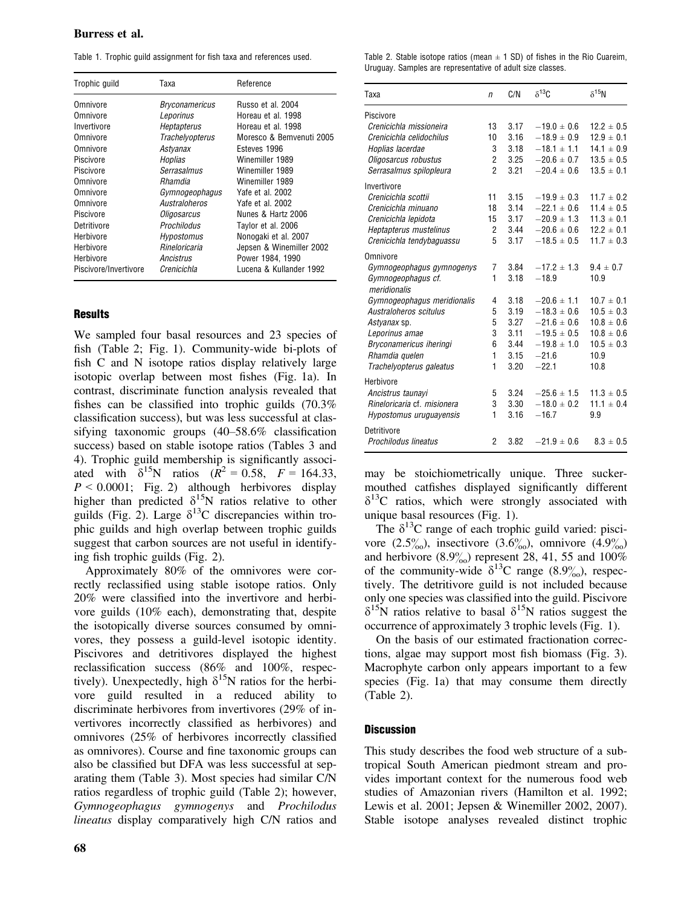Table 1. Trophic guild assignment for fish taxa and references used.

| Trophic guild | Taxa | Reference |
|---|---|---|
| Omnivore | *Bryconamericus* | Russo et al. 2004 |
| Omnivore | *Leporinus* | Horeau et al. 1998 |
| Invertivore | *Heptapterus* | Horeau et al. 1998 |
| Omnivore | *Trachelyopterus* | Moresco & Bemvenuti 2005 |
| Omnivore | *Astyanax* | Esteves 1996 |
| Piscivore | *Hoplias* | Winemiller 1989 |
| Piscivore | *Serrasalmus* | Winemiller 1989 |
| Omnivore | *Rhamdia* | Winemiller 1989 |
| Omnivore | *Gymnogeophagus* | Yafe et al. 2002 |
| Omnivore | *Australoheros* | Yafe et al. 2002 |
| Piscivore | *Oligosarcus* | Nunes & Hartz 2006 |
| Detritivore | *Prochilodus* | Taylor et al. 2006 |
| Herbivore | *Hypostomus* | Nonogaki et al. 2007 |
| Herbivore | *Rineloricaria* | Jepsen & Winemiller 2002 |
| Herbivore | *Ancistrus* | Power 1984, 1990 |
| Piscivore/Invertivore | *Crenicichla* | Lucena & Kullander 1992 |

## Results

We sampled four basal resources and 23 species of fish (Table 2; Fig. 1). Community-wide bi-plots of fish C and N isotope ratios display relatively large isotopic overlap between most fishes (Fig. 1a). In contrast, discriminate function analysis revealed that fishes can be classified into trophic guilds (70.3% classification success), but was less successful at classifying taxonomic groups (40–58.6% classification success) based on stable isotope ratios (Tables 3 and 4). Trophic guild membership is significantly associated with $\delta^{15}$N ratios ($R^2 = 0.58$, $F = 164.33$, $P < 0.0001$; Fig. 2) although herbivores display higher than predicted $\delta^{15}$N ratios relative to other guilds (Fig. 2). Large $\delta^{13}$C discrepancies within trophic guilds and high overlap between trophic guilds suggest that carbon sources are not useful in identifying fish trophic guilds (Fig. 2).

Approximately 80% of the omnivores were correctly reclassified using stable isotope ratios. Only 20% were classified into the invertivore and herbivore guilds (10% each), demonstrating that, despite the isotopically diverse sources consumed by omnivores, they possess a guild-level isotopic identity. Piscivores and detritivores displayed the highest reclassification success (86% and 100%, respectively). Unexpectedly, high $\delta^{15}$N ratios for the herbivore guild resulted in a reduced ability to discriminate herbivores from invertivores (29% of invertivores incorrectly classified as herbivores) and omnivores (25% of herbivores incorrectly classified as omnivores). Course and fine taxonomic groups can also be classified but DFA was less successful at separating them (Table 3). Most species had similar C/N ratios regardless of trophic guild (Table 2); however, *Gymnogeophagus gymnogenys* and *Prochilodus lineatus* display comparatively high C/N ratios and may be stoichiometrically unique. Three sucker-mouthed catfishes displayed significantly different $\delta^{13}$C ratios, which were strongly associated with unique basal resources (Fig. 1).

The $\delta^{13}$C range of each trophic guild varied: piscivore (2.5‰), insectivore (3.6‰), omnivore (4.9‰) and herbivore (8.9‰) represent 28, 41, 55 and 100% of the community-wide $\delta^{13}$C range (8.9‰), respectively. The detritivore guild is not included because only one species was classified into the guild. Piscivore $\delta^{15}$N ratios relative to basal $\delta^{15}$N ratios suggest the occurrence of approximately 3 trophic levels (Fig. 1).

On the basis of our estimated fractionation corrections, algae may support most fish biomass (Fig. 3). Macrophyte carbon only appears important to a few species (Fig. 1a) that may consume them directly (Table 2).

Table 2. Stable isotope ratios (mean ± 1 SD) of fishes in the Rio Cuareim, Uruguay. Samples are representative of adult size classes.

| Taxa | *n* | C/N | $\delta^{13}$C | $\delta^{15}$N |
|---|---|---|---|---|
| Piscivore | | | | |
| *Crenicichla missioneira* | 13 | 3.17 | −19.0 ± 0.6 | 12.2 ± 0.5 |
| *Crenicichla celidochilus* | 10 | 3.16 | −18.9 ± 0.9 | 12.9 ± 0.1 |
| *Hoplias lacerdae* | 3 | 3.18 | −18.1 ± 1.1 | 14.1 ± 0.9 |
| *Oligosarcus robustus* | 2 | 3.25 | −20.6 ± 0.7 | 13.5 ± 0.5 |
| *Serrasalmus spilopleura* | 2 | 3.21 | −20.4 ± 0.6 | 13.5 ± 0.1 |
| Invertivore | | | | |
| *Crenicichla scottii* | 11 | 3.15 | −19.9 ± 0.3 | 11.7 ± 0.2 |
| *Crenicichla minuano* | 18 | 3.14 | −22.1 ± 0.6 | 11.4 ± 0.5 |
| *Crenicichla lepidota* | 15 | 3.17 | −20.9 ± 1.3 | 11.3 ± 0.1 |
| *Heptapterus mustelinus* | 2 | 3.44 | −20.6 ± 0.6 | 12.2 ± 0.1 |
| *Crenicichla tendybaguassu* | 5 | 3.17 | −18.5 ± 0.5 | 11.7 ± 0.3 |
| Omnivore | | | | |
| *Gymnogeophagus gymnogenys* | 7 | 3.84 | −17.2 ± 1.3 | 9.4 ± 0.7 |
| *Gymnogeophagus cf. meridionalis* | 1 | 3.18 | −18.9 | 10.9 |
| *Gymnogeophagus meridionalis* | 4 | 3.18 | −20.6 ± 1.1 | 10.7 ± 0.1 |
| *Australoheros scitulus* | 5 | 3.19 | −18.3 ± 0.6 | 10.5 ± 0.3 |
| *Astyanax* sp. | 5 | 3.27 | −21.6 ± 0.6 | 10.8 ± 0.6 |
| *Leporinus amae* | 3 | 3.11 | −19.5 ± 0.5 | 10.8 ± 0.6 |
| *Bryconamericus iheringi* | 6 | 3.44 | −19.8 ± 1.0 | 10.5 ± 0.3 |
| *Rhamdia quelen* | 1 | 3.15 | −21.6 | 10.9 |
| *Trachelyopterus galeatus* | 1 | 3.20 | −22.1 | 10.8 |
| Herbivore | | | | |
| *Ancistrus taunayi* | 5 | 3.24 | −25.6 ± 1.5 | 11.3 ± 0.5 |
| *Rineloricaria cf. misionera* | 3 | 3.30 | −18.0 ± 0.2 | 11.1 ± 0.4 |
| *Hypostomus uruguayensis* | 1 | 3.16 | −16.7 | 9.9 |
| Detritivore | | | | |
| *Prochilodus lineatus* | 2 | 3.82 | −21.9 ± 0.6 | 8.3 ± 0.5 |

## Discussion

This study describes the food web structure of a subtropical South American piedmont stream and provides important context for the numerous food web studies of Amazonian rivers (Hamilton et al. 1992; Lewis et al. 2001; Jepsen & Winemiller 2002, 2007). Stable isotope analyses revealed distinct trophic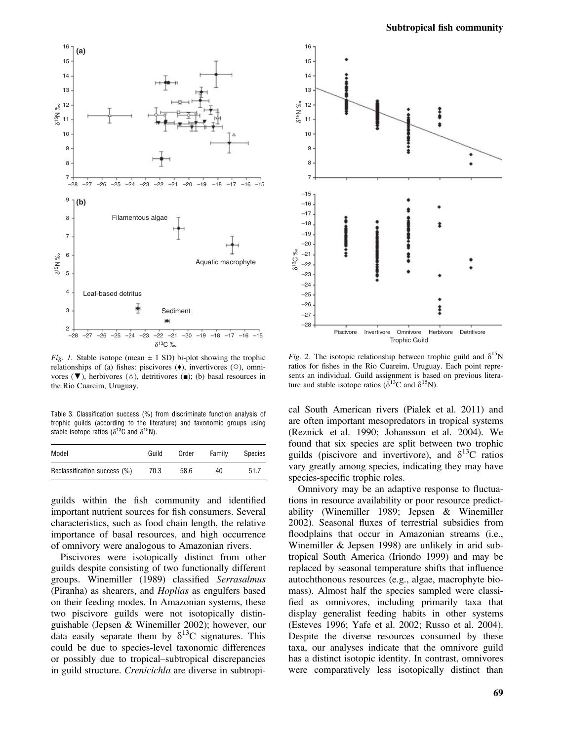*Fig. 1.* Stable isotope (mean ± 1 SD) bi-plot showing the trophic relationships of (a) fishes: piscivores (♦), invertivores (○), omnivores (▼), herbivores (△), detritivores (■); (b) basal resources in the Rio Cuareim, Uruguay.

*Fig. 2.* The isotopic relationship between trophic guild and $\delta^{15}N$ ratios for fishes in the Rio Cuareim, Uruguay. Each point represents an individual. Guild assignment is based on previous literature and stable isotope ratios ($\delta^{13}C$ and $\delta^{15}N$).

Table 3. Classification success (%) from discriminate function analysis of trophic guilds (according to the literature) and taxonomic groups using stable isotope ratios ($\delta^{13}C$ and $\delta^{15}N$).

| Model | Guild | Order | Family | Species |
|---|---|---|---|---|
| Reclassification success (%) | 70.3 | 58.6 | 40 | 51.7 |

guilds within the fish community and identified important nutrient sources for fish consumers. Several characteristics, such as food chain length, the relative importance of basal resources, and high occurrence of omnivory were analogous to Amazonian rivers.

Piscivores were isotopically distinct from other guilds despite consisting of two functionally different groups. Winemiller (1989) classified *Serrasalmus* (Piranha) as shearers, and *Hoplias* as engulfers based on their feeding modes. In Amazonian systems, these two piscivore guilds were not isotopically distinguishable (Jepsen & Winemiller 2002); however, our data easily separate them by $\delta^{13}C$ signatures. This could be due to species-level taxonomic differences or possibly due to tropical–subtropical discrepancies in guild structure. *Crenicichla* are diverse in subtropical South American rivers (Pialek et al. 2011) and are often important mesopredators in tropical systems (Reznick et al. 1990; Johansson et al. 2004). We found that six species are split between two trophic guilds (piscivore and invertivore), and $\delta^{13}C$ ratios vary greatly among species, indicating they may have species-specific trophic roles.

Omnivory may be an adaptive response to fluctuations in resource availability or poor resource predictability (Winemiller 1989; Jepsen & Winemiller 2002). Seasonal fluxes of terrestrial subsidies from floodplains that occur in Amazonian streams (i.e., Winemiller & Jepsen 1998) are unlikely in arid subtropical South America (Iriondo 1999) and may be replaced by seasonal temperature shifts that influence autochthonous resources (e.g., algae, macrophyte biomass). Almost half the species sampled were classified as omnivores, including primarily taxa that display generalist feeding habits in other systems (Esteves 1996; Yafe et al. 2002; Russo et al. 2004). Despite the diverse resources consumed by these taxa, our analyses indicate that the omnivore guild has a distinct isotopic identity. In contrast, omnivores were comparatively less isotopically distinct than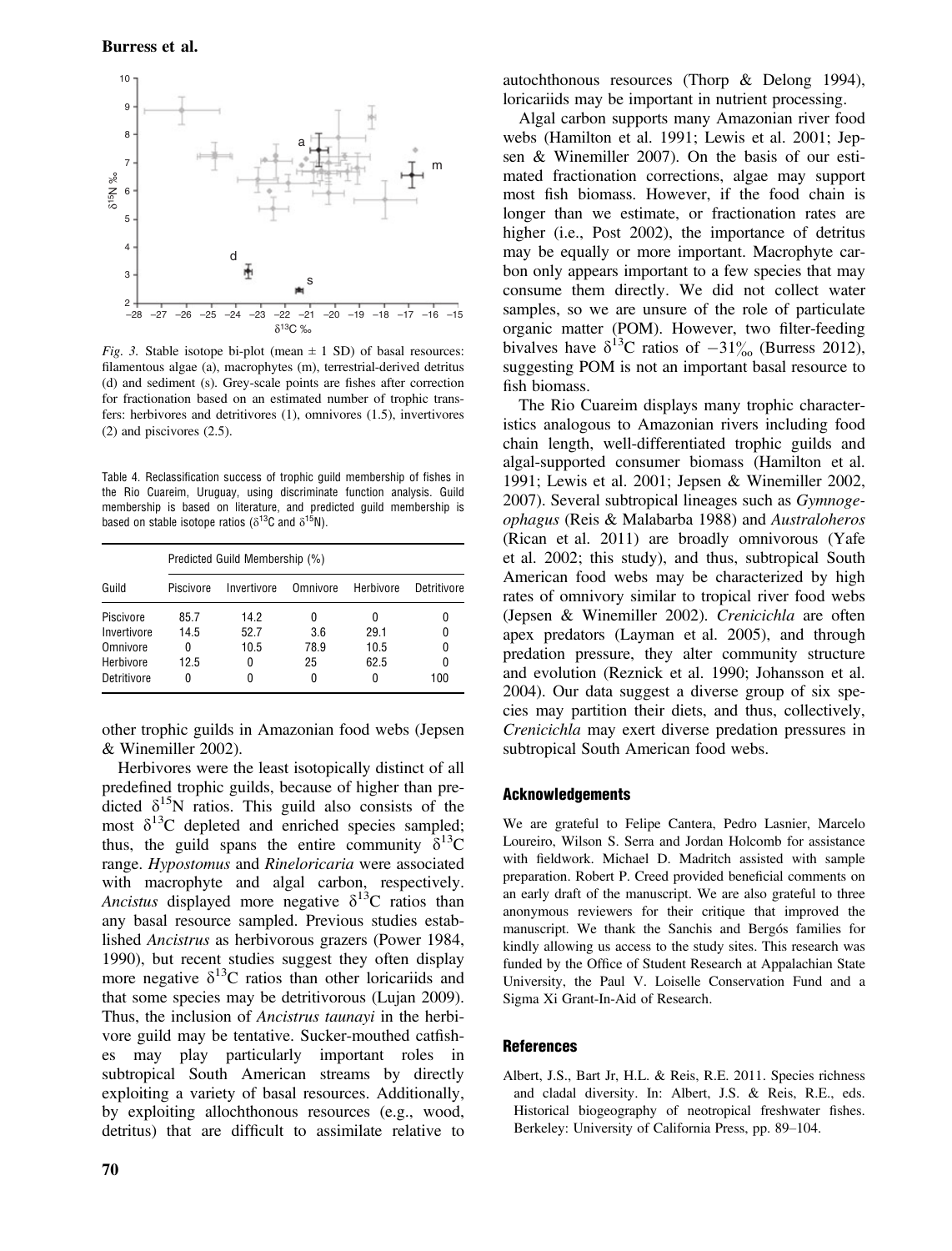*Fig. 3.* Stable isotope bi-plot (mean ± 1 SD) of basal resources: filamentous algae (a), macrophytes (m), terrestrial-derived detritus (d) and sediment (s). Grey-scale points are fishes after correction for fractionation based on an estimated number of trophic transfers: herbivores and detritivores (1), omnivores (1.5), invertivores (2) and piscivores (2.5).

Table 4. Reclassification success of trophic guild membership of fishes in the Rio Cuareim, Uruguay, using discriminate function analysis. Guild membership is based on literature, and predicted guild membership is based on stable isotope ratios ($\delta^{13}$C and $\delta^{15}$N).

| | Predicted Guild Membership (%) | | | | |
|---|---|---|---|---|---|
| Guild | Piscivore | Invertivore | Omnivore | Herbivore | Detritivore |
| Piscivore | 85.7 | 14.2 | 0 | 0 | 0 |
| Invertivore | 14.5 | 52.7 | 3.6 | 29.1 | 0 |
| Omnivore | 0 | 10.5 | 78.9 | 10.5 | 0 |
| Herbivore | 12.5 | 0 | 25 | 62.5 | 0 |
| Detritivore | 0 | 0 | 0 | 0 | 100 |

other trophic guilds in Amazonian food webs (Jepsen & Winemiller 2002).

Herbivores were the least isotopically distinct of all predefined trophic guilds, because of higher than predicted $\delta^{15}$N ratios. This guild also consists of the most $\delta^{13}$C depleted and enriched species sampled; thus, the guild spans the entire community $\delta^{13}$C range. *Hypostomus* and *Rineloricaria* were associated with macrophyte and algal carbon, respectively. *Ancistus* displayed more negative $\delta^{13}$C ratios than any basal resource sampled. Previous studies established *Ancistrus* as herbivorous grazers (Power 1984, 1990), but recent studies suggest they often display more negative $\delta^{13}$C ratios than other loricariids and that some species may be detritivorous (Lujan 2009). Thus, the inclusion of *Ancistrus taunayi* in the herbivore guild may be tentative. Sucker-mouthed catfishes may play particularly important roles in subtropical South American streams by directly exploiting a variety of basal resources. Additionally, by exploiting allochthonous resources (e.g., wood, detritus) that are difficult to assimilate relative to autochthonous resources (Thorp & Delong 1994), loricariids may be important in nutrient processing.

Algal carbon supports many Amazonian river food webs (Hamilton et al. 1991; Lewis et al. 2001; Jepsen & Winemiller 2007). On the basis of our estimated fractionation corrections, algae may support most fish biomass. However, if the food chain is longer than we estimate, or fractionation rates are higher (i.e., Post 2002), the importance of detritus may be equally or more important. Macrophyte carbon only appears important to a few species that may consume them directly. We did not collect water samples, so we are unsure of the role of particulate organic matter (POM). However, two filter-feeding bivalves have $\delta^{13}$C ratios of $-31‰$ (Burress 2012), suggesting POM is not an important basal resource to fish biomass.

The Rio Cuareim displays many trophic characteristics analogous to Amazonian rivers including food chain length, well-differentiated trophic guilds and algal-supported consumer biomass (Hamilton et al. 1991; Lewis et al. 2001; Jepsen & Winemiller 2002, 2007). Several subtropical lineages such as *Gymnogeophagus* (Reis & Malabarba 1988) and *Australoheros* (Rican et al. 2011) are broadly omnivorous (Yafe et al. 2002; this study), and thus, subtropical South American food webs may be characterized by high rates of omnivory similar to tropical river food webs (Jepsen & Winemiller 2002). *Crenicichla* are often apex predators (Layman et al. 2005), and through predation pressure, they alter community structure and evolution (Reznick et al. 1990; Johansson et al. 2004). Our data suggest a diverse group of six species may partition their diets, and thus, collectively, *Crenicichla* may exert diverse predation pressures in subtropical South American food webs.

## Acknowledgements

We are grateful to Felipe Cantera, Pedro Lasnier, Marcelo Loureiro, Wilson S. Serra and Jordan Holcomb for assistance with fieldwork. Michael D. Madritch assisted with sample preparation. Robert P. Creed provided beneficial comments on an early draft of the manuscript. We are also grateful to three anonymous reviewers for their critique that improved the manuscript. We thank the Sanchis and Bergós families for kindly allowing us access to the study sites. This research was funded by the Office of Student Research at Appalachian State University, the Paul V. Loiselle Conservation Fund and a Sigma Xi Grant-In-Aid of Research.

## References

Albert, J.S., Bart Jr, H.L. & Reis, R.E. 2011. Species richness and cladal diversity. In: Albert, J.S. & Reis, R.E., eds. Historical biogeography of neotropical freshwater fishes. Berkeley: University of California Press, pp. 89–104.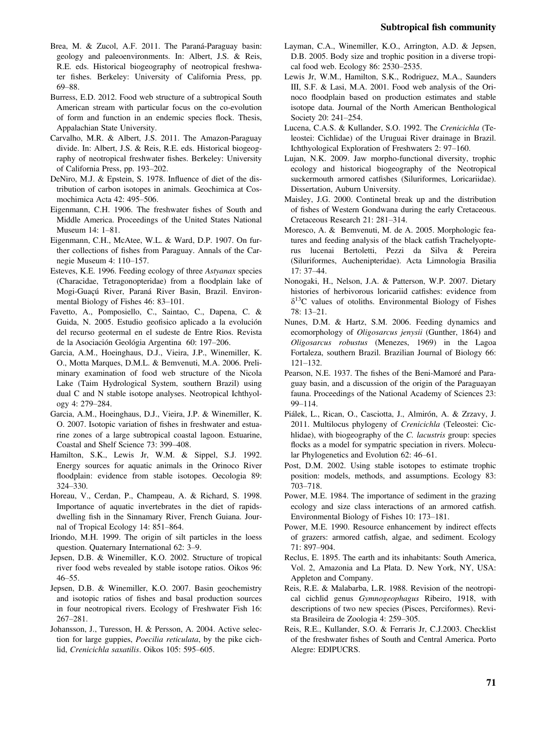Brea, M. & Zucol, A.F. 2011. The Paraná-Paraguay basin: geology and paleoenvironments. In: Albert, J.S. & Reis, R.E. eds. Historical biogeography of neotropical freshwater fishes. Berkeley: University of California Press, pp. 69–88.

Burress, E.D. 2012. Food web structure of a subtropical South American stream with particular focus on the co-evolution of form and function in an endemic species flock. Thesis, Appalachian State University.

Carvalho, M.R. & Albert, J.S. 2011. The Amazon-Paraguay divide. In: Albert, J.S. & Reis, R.E. eds. Historical biogeography of neotropical freshwater fishes. Berkeley: University of California Press, pp. 193–202.

DeNiro, M.J. & Epstein, S. 1978. Influence of diet of the distribution of carbon isotopes in animals. Geochimica at Cosmochimica Acta 42: 495–506.

Eigenmann, C.H. 1906. The freshwater fishes of South and Middle America. Proceedings of the United States National Museum 14: 1–81.

Eigenmann, C.H., McAtee, W.L. & Ward, D.P. 1907. On further collections of fishes from Paraguay. Annals of the Carnegie Museum 4: 110–157.

Esteves, K.E. 1996. Feeding ecology of three *Astyanax* species (Characidae, Tetragonopteridae) from a floodplain lake of Mogi-Guaçú River, Paraná River Basin, Brazil. Environmental Biology of Fishes 46: 83–101.

Favetto, A., Pomposiello, C., Saintao, C., Dapena, C. & Guida, N. 2005. Estudio geofisico aplicado a la evolución del recurso geotermal en el sudeste de Entre Rios. Revista de la Asociación Geológia Argentina 60: 197–206.

Garcia, A.M., Hoeinghaus, D.J., Vieira, J.P., Winemiller, K. O., Motta Marques, D.M.L. & Bemvenuti, M.A. 2006. Preliminary examination of food web structure of the Nicola Lake (Taim Hydrological System, southern Brazil) using dual C and N stable isotope analyses. Neotropical Ichthyology 4: 279–284.

Garcia, A.M., Hoeinghaus, D.J., Vieira, J.P. & Winemiller, K. O. 2007. Isotopic variation of fishes in freshwater and estuarine zones of a large subtropical coastal lagoon. Estuarine, Coastal and Shelf Science 73: 399–408.

Hamilton, S.K., Lewis Jr, W.M. & Sippel, S.J. 1992. Energy sources for aquatic animals in the Orinoco River floodplain: evidence from stable isotopes. Oecologia 89: 324–330.

Horeau, V., Cerdan, P., Champeau, A. & Richard, S. 1998. Importance of aquatic invertebrates in the diet of rapids-dwelling fish in the Sinnamary River, French Guiana. Journal of Tropical Ecology 14: 851–864.

Iriondo, M.H. 1999. The origin of silt particles in the loess question. Quaternary International 62: 3–9.

Jepsen, D.B. & Winemiller, K.O. 2002. Structure of tropical river food webs revealed by stable isotope ratios. Oikos 96: 46–55.

Jepsen, D.B. & Winemiller, K.O. 2007. Basin geochemistry and isotopic ratios of fishes and basal production sources in four neotropical rivers. Ecology of Freshwater Fish 16: 267–281.

Johansson, J., Turesson, H. & Persson, A. 2004. Active selection for large guppies, *Poecilia reticulata*, by the pike cichlid, *Crenicichla saxatilis*. Oikos 105: 595–605.

Layman, C.A., Winemiller, K.O., Arrington, A.D. & Jepsen, D.B. 2005. Body size and trophic position in a diverse tropical food web. Ecology 86: 2530–2535.

Lewis Jr, W.M., Hamilton, S.K., Rodriguez, M.A., Saunders III, S.F. & Lasi, M.A. 2001. Food web analysis of the Orinoco floodplain based on production estimates and stable isotope data. Journal of the North American Benthological Society 20: 241–254.

Lucena, C.A.S. & Kullander, S.O. 1992. The *Crenicichla* (Teleostei: Cichlidae) of the Uruguai River drainage in Brazil. Ichthyological Exploration of Freshwaters 2: 97–160.

Lujan, N.K. 2009. Jaw morpho-functional diversity, trophic ecology and historical biogeography of the Neotropical suckermouth armored catfishes (Siluriformes, Loricariidae). Dissertation, Auburn University.

Maisley, J.G. 2000. Contineta1 break up and the distribution of fishes of Western Gondwana during the early Cretaceous. Cretaceous Research 21: 281–314.

Moresco, A. & Bemvenuti, M. de A. 2005. Morphologic features and feeding analysis of the black catfish Trachelyopterus lucenai Bertoletti, Pezzi da Silva & Pereira (Siluriformes, Auchenipteridae). Acta Limnologia Brasilia 17: 37–44.

Nonogaki, H., Nelson, J.A. & Patterson, W.P. 2007. Dietary histories of herbivorous loricariid catfishes: evidence from $\delta^{13}$C values of otoliths. Environmental Biology of Fishes 78: 13–21.

Nunes, D.M. & Hartz, S.M. 2006. Feeding dynamics and ecomorphology of *Oligosarcus jenysii* (Gunther, 1864) and *Oligosarcus robustus* (Menezes, 1969) in the Lagoa Fortaleza, southern Brazil. Brazilian Journal of Biology 66: 121–132.

Pearson, N.E. 1937. The fishes of the Beni-Mamoré and Paraguay basin, and a discussion of the origin of the Paraguayan fauna. Proceedings of the National Academy of Sciences 23: 99–114.

Piálek, L., Rican, O., Casciotta, J., Almirón, A. & Zrzavy, J. 2011. Multilocus phylogeny of *Crenicichla* (Teleostei: Cichlidae), with biogeography of the *C. lacustris* group: species flocks as a model for sympatric speciation in rivers. Molecular Phylogenetics and Evolution 62: 46–61.

Post, D.M. 2002. Using stable isotopes to estimate trophic position: models, methods, and assumptions. Ecology 83: 703–718.

Power, M.E. 1984. The importance of sediment in the grazing ecology and size class interactions of an armored catfish. Environmental Biology of Fishes 10: 173–181.

Power, M.E. 1990. Resource enhancement by indirect effects of grazers: armored catfish, algae, and sediment. Ecology 71: 897–904.

Reclus, E. 1895. The earth and its inhabitants: South America, Vol. 2, Amazonia and La Plata. D. New York, NY, USA: Appleton and Company.

Reis, R.E. & Malabarba, L.R. 1988. Revision of the neotropical cichlid genus *Gymnogeophagus* Ribeiro, 1918, with descriptions of two new species (Pisces, Perciformes). Revista Brasileira de Zoologia 4: 259–305.

Reis, R.E., Kullander, S.O. & Ferraris Jr, C.J.2003. Checklist of the freshwater fishes of South and Central America. Porto Alegre: EDIPUCRS.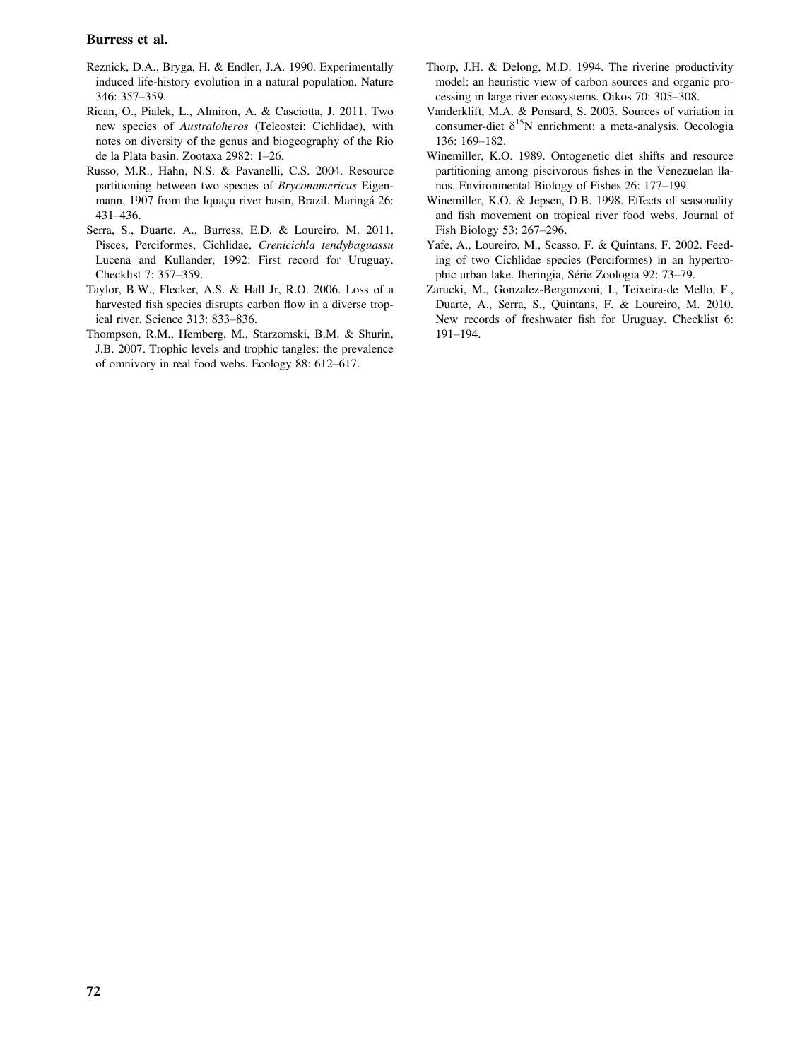Reznick, D.A., Bryga, H. & Endler, J.A. 1990. Experimentally induced life-history evolution in a natural population. Nature 346: 357–359.

Rican, O., Pialek, L., Almiron, A. & Casciotta, J. 2011. Two new species of *Australoheros* (Teleostei: Cichlidae), with notes on diversity of the genus and biogeography of the Rio de la Plata basin. Zootaxa 2982: 1–26.

Russo, M.R., Hahn, N.S. & Pavanelli, C.S. 2004. Resource partitioning between two species of *Bryconamericus* Eigenmann, 1907 from the Iquaçu river basin, Brazil. Maringá 26: 431–436.

Serra, S., Duarte, A., Burress, E.D. & Loureiro, M. 2011. Pisces, Perciformes, Cichlidae, *Crenicichla tendybaguassu* Lucena and Kullander, 1992: First record for Uruguay. Checklist 7: 357–359.

Taylor, B.W., Flecker, A.S. & Hall Jr, R.O. 2006. Loss of a harvested fish species disrupts carbon flow in a diverse tropical river. Science 313: 833–836.

Thompson, R.M., Hemberg, M., Starzomski, B.M. & Shurin, J.B. 2007. Trophic levels and trophic tangles: the prevalence of omnivory in real food webs. Ecology 88: 612–617.

Thorp, J.H. & Delong, M.D. 1994. The riverine productivity model: an heuristic view of carbon sources and organic processing in large river ecosystems. Oikos 70: 305–308.

Vanderklift, M.A. & Ponsard, S. 2003. Sources of variation in consumer-diet $\delta^{15}$N enrichment: a meta-analysis. Oecologia 136: 169–182.

Winemiller, K.O. 1989. Ontogenetic diet shifts and resource partitioning among piscivorous fishes in the Venezuelan llanos. Environmental Biology of Fishes 26: 177–199.

Winemiller, K.O. & Jepsen, D.B. 1998. Effects of seasonality and fish movement on tropical river food webs. Journal of Fish Biology 53: 267–296.

Yafe, A., Loureiro, M., Scasso, F. & Quintans, F. 2002. Feeding of two Cichlidae species (Perciformes) in an hypertrophic urban lake. Iheringia, Série Zoologia 92: 73–79.

Zarucki, M., Gonzalez-Bergonzoni, I., Teixeira-de Mello, F., Duarte, A., Serra, S., Quintans, F. & Loureiro, M. 2010. New records of freshwater fish for Uruguay. Checklist 6: 191–194.